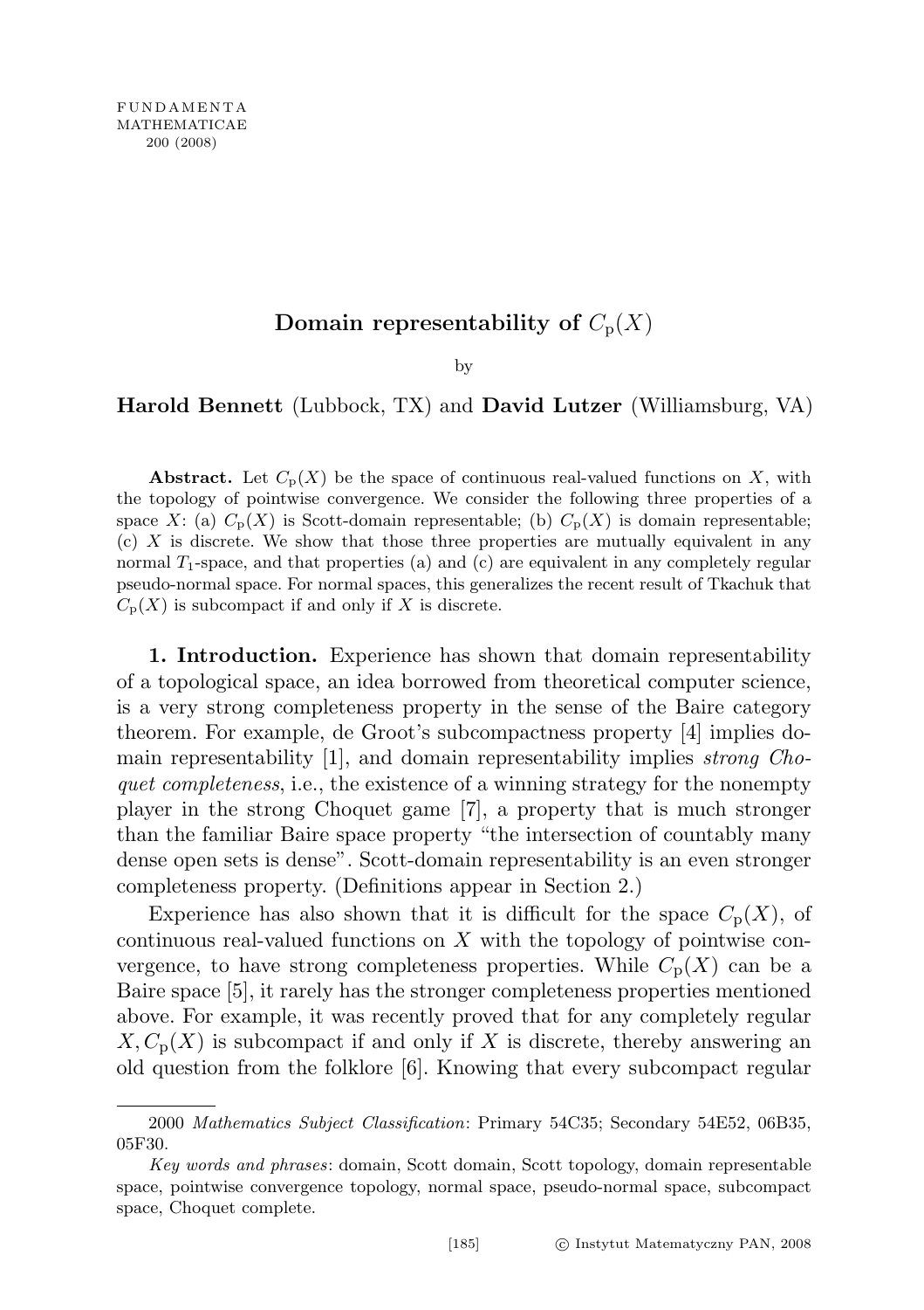# Domain representability of $C_p(X)$

by

**Harold Bennett** (Lubbock, TX) and **David Lutzer** (Williamsburg, VA)

**Abstract.** Let $C_p(X)$ be the space of continuous real-valued functions on $X$, with the topology of pointwise convergence. We consider the following three properties of a space $X$: (a) $C_p(X)$ is Scott-domain representable; (b) $C_p(X)$ is domain representable; (c) $X$ is discrete. We show that those three properties are mutually equivalent in any normal $T_1$-space, and that properties (a) and (c) are equivalent in any completely regular pseudo-normal space. For normal spaces, this generalizes the recent result of Tkachuk that $C_p(X)$ is subcompact if and only if $X$ is discrete.

**1. Introduction.** Experience has shown that domain representability of a topological space, an idea borrowed from theoretical computer science, is a very strong completeness property in the sense of the Baire category theorem. For example, de Groot's subcompactness property [4] implies domain representability [1], and domain representability implies *strong Choquet completeness*, i.e., the existence of a winning strategy for the nonempty player in the strong Choquet game [7], a property that is much stronger than the familiar Baire space property "the intersection of countably many dense open sets is dense". Scott-domain representability is an even stronger completeness property. (Definitions appear in Section 2.)

Experience has also shown that it is difficult for the space $C_p(X)$, of continuous real-valued functions on $X$ with the topology of pointwise convergence, to have strong completeness properties. While $C_p(X)$ can be a Baire space [5], it rarely has the stronger completeness properties mentioned above. For example, it was recently proved that for any completely regular $X, C_p(X)$ is subcompact if and only if $X$ is discrete, thereby answering an old question from the folklore [6]. Knowing that every subcompact regular

2000 *Mathematics Subject Classification*: Primary 54C35; Secondary 54E52, 06B35, 05F30.

*Key words and phrases*: domain, Scott domain, Scott topology, domain representable space, pointwise convergence topology, normal space, pseudo-normal space, subcompact space, Choquet complete.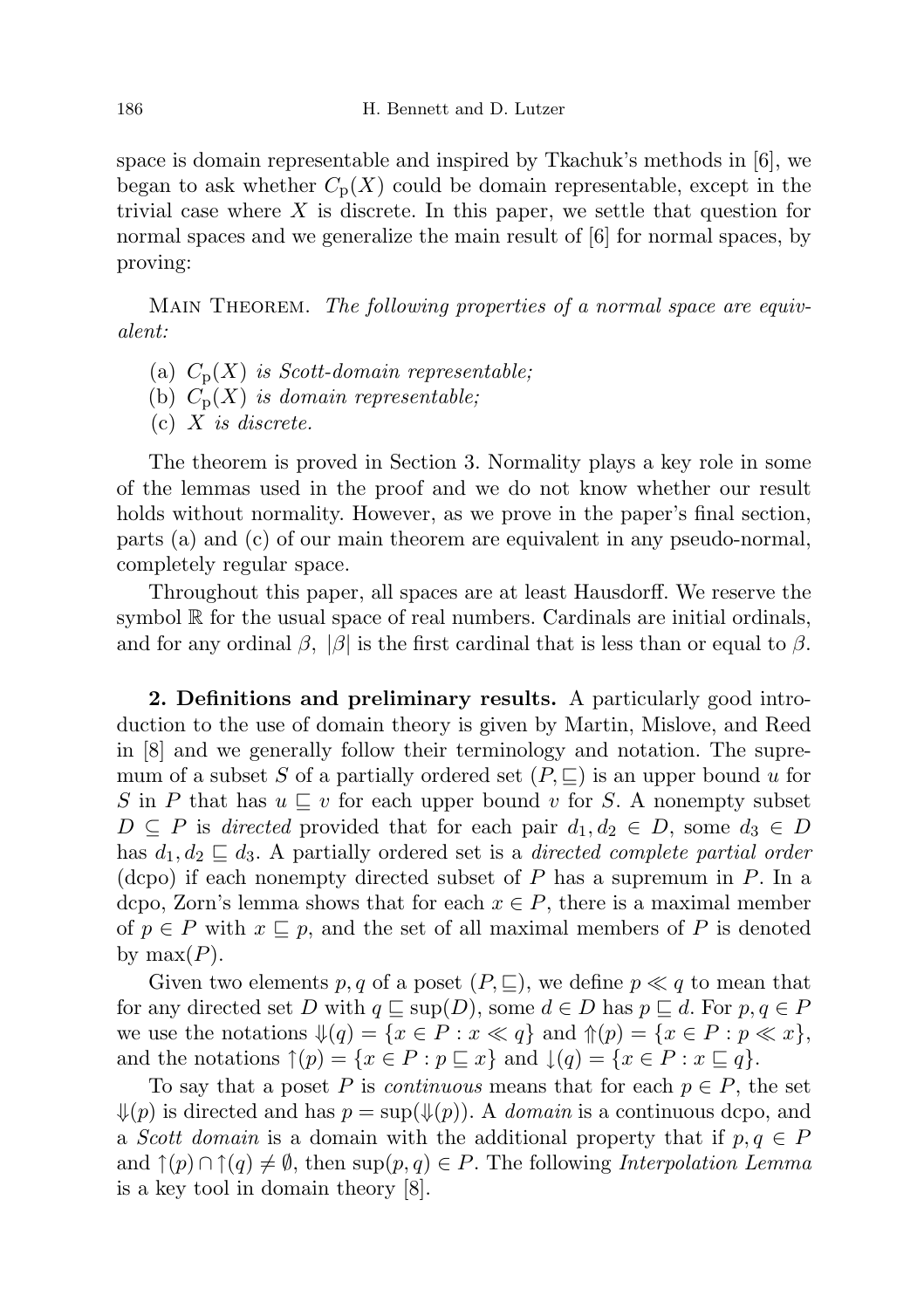space is domain representable and inspired by Tkachuk's methods in [6], we began to ask whether $C_{\mathrm{p}}(X)$ could be domain representable, except in the trivial case where $X$ is discrete. In this paper, we settle that question for normal spaces and we generalize the main result of [6] for normal spaces, by proving:

Main Theorem. *The following properties of a normal space are equivalent:*

(a) $C_{\mathrm{p}}(X)$ *is Scott-domain representable;*
(b) $C_{\mathrm{p}}(X)$ *is domain representable;*
(c) $X$ *is discrete.*

The theorem is proved in Section 3. Normality plays a key role in some of the lemmas used in the proof and we do not know whether our result holds without normality. However, as we prove in the paper's final section, parts (a) and (c) of our main theorem are equivalent in any pseudo-normal, completely regular space.

Throughout this paper, all spaces are at least Hausdorff. We reserve the symbol $\mathbb{R}$ for the usual space of real numbers. Cardinals are initial ordinals, and for any ordinal $\beta$, $|\beta|$ is the first cardinal that is less than or equal to $\beta$.

## 2. Definitions and preliminary results.

A particularly good introduction to the use of domain theory is given by Martin, Mislove, and Reed in [8] and we generally follow their terminology and notation. The supremum of a subset $S$ of a partially ordered set $(P, \sqsubseteq)$ is an upper bound $u$ for $S$ in $P$ that has $u \sqsubseteq v$ for each upper bound $v$ for $S$. A nonempty subset $D \subseteq P$ is *directed* provided that for each pair $d_1, d_2 \in D$, some $d_3 \in D$ has $d_1, d_2 \sqsubseteq d_3$. A partially ordered set is a *directed complete partial order* (dcpo) if each nonempty directed subset of $P$ has a supremum in $P$. In a dcpo, Zorn's lemma shows that for each $x \in P$, there is a maximal member of $p \in P$ with $x \sqsubseteq p$, and the set of all maximal members of $P$ is denoted by $\max(P)$.

Given two elements $p, q$ of a poset $(P, \sqsubseteq)$, we define $p \ll q$ to mean that for any directed set $D$ with $q \sqsubseteq \sup(D)$, some $d \in D$ has $p \sqsubseteq d$. For $p, q \in P$ we use the notations $\Downarrow(q) = \{x \in P : x \ll q\}$ and $\Uparrow(p) = \{x \in P : p \ll x\}$, and the notations $\uparrow(p) = \{x \in P : p \sqsubseteq x\}$ and $\downarrow(q) = \{x \in P : x \sqsubseteq q\}$.

To say that a poset $P$ is *continuous* means that for each $p \in P$, the set $\Downarrow(p)$ is directed and has $p = \sup(\Downarrow(p))$. A *domain* is a continuous dcpo, and a *Scott domain* is a domain with the additional property that if $p, q \in P$ and $\uparrow(p) \cap \uparrow(q) \neq \emptyset$, then $\sup(p, q) \in P$. The following *Interpolation Lemma* is a key tool in domain theory [8].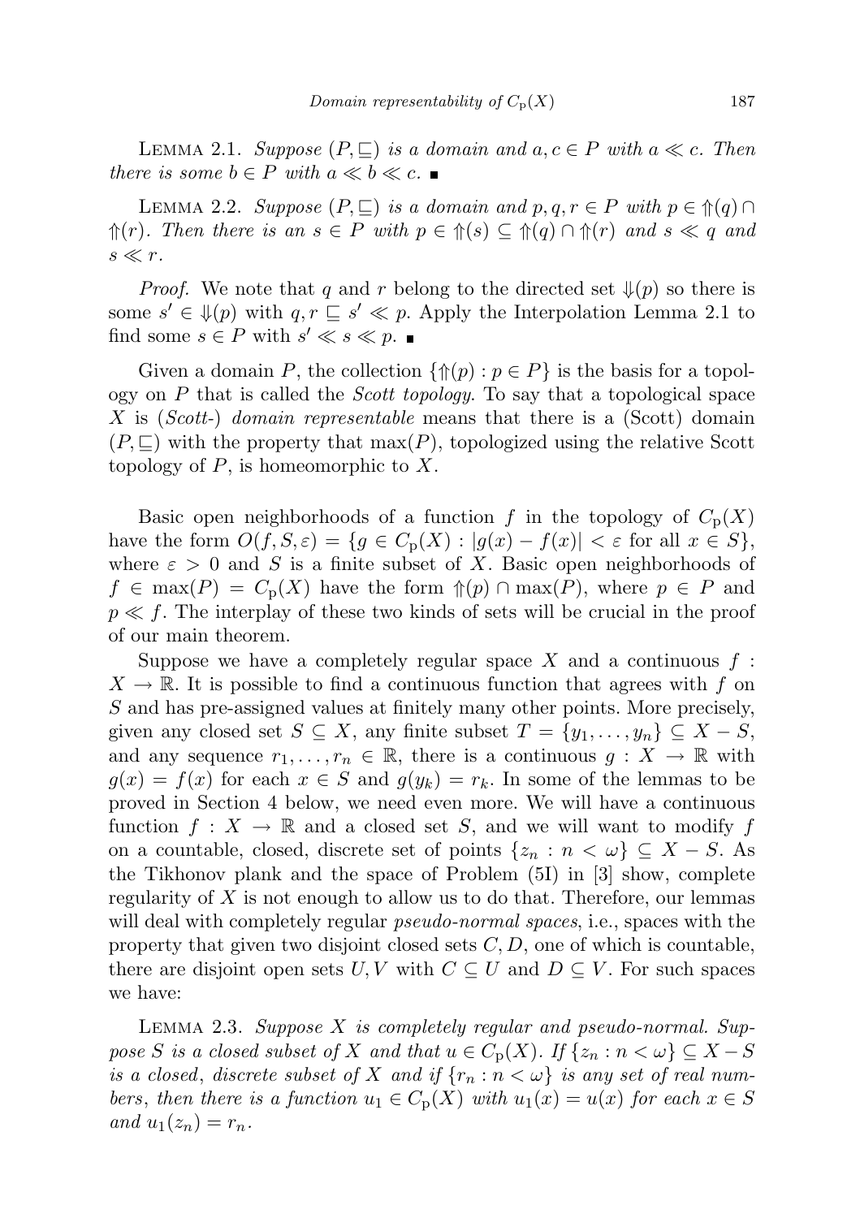LEMMA 2.1. *Suppose $(P, \sqsubseteq)$ is a domain and $a, c \in P$ with $a \ll c$. Then there is some $b \in P$ with $a \ll b \ll c$.* ∎

LEMMA 2.2. *Suppose $(P, \sqsubseteq)$ is a domain and $p, q, r \in P$ with $p \in \Uparrow(q) \cap \Uparrow(r)$. Then there is an $s \in P$ with $p \in \Uparrow(s) \subseteq \Uparrow(q) \cap \Uparrow(r)$ and $s \ll q$ and $s \ll r$.*

*Proof.* We note that $q$ and $r$ belong to the directed set $\Downarrow(p)$ so there is some $s' \in \Downarrow(p)$ with $q, r \sqsubseteq s' \ll p$. Apply the Interpolation Lemma 2.1 to find some $s \in P$ with $s' \ll s \ll p$. ∎

Given a domain $P$, the collection $\{\Uparrow(p) : p \in P\}$ is the basis for a topology on $P$ that is called the *Scott topology*. To say that a topological space $X$ is (*Scott-*) *domain representable* means that there is a (Scott) domain $(P, \sqsubseteq)$ with the property that $\max(P)$, topologized using the relative Scott topology of $P$, is homeomorphic to $X$.

Basic open neighborhoods of a function $f$ in the topology of $C_{\mathrm{p}}(X)$ have the form $O(f, S, \varepsilon) = \{g \in C_{\mathrm{p}}(X) : |g(x) - f(x)| < \varepsilon \text{ for all } x \in S\}$, where $\varepsilon > 0$ and $S$ is a finite subset of $X$. Basic open neighborhoods of $f \in \max(P) = C_{\mathrm{p}}(X)$ have the form $\Uparrow(p) \cap \max(P)$, where $p \in P$ and $p \ll f$. The interplay of these two kinds of sets will be crucial in the proof of our main theorem.

Suppose we have a completely regular space $X$ and a continuous $f : X \to \mathbb{R}$. It is possible to find a continuous function that agrees with $f$ on $S$ and has pre-assigned values at finitely many other points. More precisely, given any closed set $S \subseteq X$, any finite subset $T = \{y_1, \ldots, y_n\} \subseteq X - S$, and any sequence $r_1, \ldots, r_n \in \mathbb{R}$, there is a continuous $g : X \to \mathbb{R}$ with $g(x) = f(x)$ for each $x \in S$ and $g(y_k) = r_k$. In some of the lemmas to be proved in Section 4 below, we need even more. We will have a continuous function $f : X \to \mathbb{R}$ and a closed set $S$, and we will want to modify $f$ on a countable, closed, discrete set of points $\{z_n : n < \omega\} \subseteq X - S$. As the Tikhonov plank and the space of Problem (5I) in [3] show, complete regularity of $X$ is not enough to allow us to do that. Therefore, our lemmas will deal with completely regular *pseudo-normal spaces*, i.e., spaces with the property that given two disjoint closed sets $C, D$, one of which is countable, there are disjoint open sets $U, V$ with $C \subseteq U$ and $D \subseteq V$. For such spaces we have:

LEMMA 2.3. *Suppose $X$ is completely regular and pseudo-normal. Suppose $S$ is a closed subset of $X$ and that $u \in C_{\mathrm{p}}(X)$. If $\{z_n : n < \omega\} \subseteq X - S$ is a closed, discrete subset of $X$ and if $\{r_n : n < \omega\}$ is any set of real numbers, then there is a function $u_1 \in C_{\mathrm{p}}(X)$ with $u_1(x) = u(x)$ for each $x \in S$ and $u_1(z_n) = r_n$.*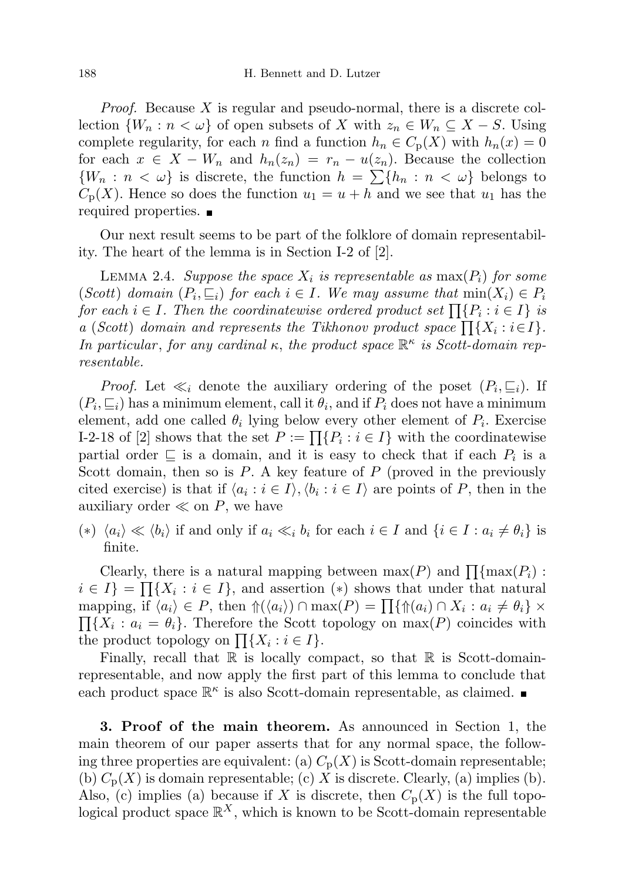*Proof.* Because $X$ is regular and pseudo-normal, there is a discrete collection $\{W_n : n < \omega\}$ of open subsets of $X$ with $z_n \in W_n \subseteq X - S$. Using complete regularity, for each $n$ find a function $h_n \in C_{\mathrm{p}}(X)$ with $h_n(x) = 0$ for each $x \in X - W_n$ and $h_n(z_n) = r_n - u(z_n)$. Because the collection $\{W_n : n < \omega\}$ is discrete, the function $h = \sum\{h_n : n < \omega\}$ belongs to $C_{\mathrm{p}}(X)$. Hence so does the function $u_1 = u + h$ and we see that $u_1$ has the required properties. ∎

Our next result seems to be part of the folklore of domain representability. The heart of the lemma is in Section I-2 of [2].

LEMMA 2.4. *Suppose the space $X_i$ is representable as $\max(P_i)$ for some (Scott) domain $(P_i, \sqsubseteq_i)$ for each $i \in I$. We may assume that $\min(X_i) \in P_i$ for each $i \in I$. Then the coordinatewise ordered product set $\prod\{P_i : i \in I\}$ is a (Scott) domain and represents the Tikhonov product space $\prod\{X_i : i \in I\}$. In particular, for any cardinal $\kappa$, the product space $\mathbb{R}^\kappa$ is Scott-domain representable.*

*Proof.* Let $\ll_i$ denote the auxiliary ordering of the poset $(P_i, \sqsubseteq_i)$. If $(P_i, \sqsubseteq_i)$ has a minimum element, call it $\theta_i$, and if $P_i$ does not have a minimum element, add one called $\theta_i$ lying below every other element of $P_i$. Exercise I-2-18 of [2] shows that the set $P := \prod\{P_i : i \in I\}$ with the coordinatewise partial order $\sqsubseteq$ is a domain, and it is easy to check that if each $P_i$ is a Scott domain, then so is $P$. A key feature of $P$ (proved in the previously cited exercise) is that if $\langle a_i : i \in I\rangle, \langle b_i : i \in I\rangle$ are points of $P$, then in the auxiliary order $\ll$ on $P$, we have

(∗) $\langle a_i\rangle \ll \langle b_i\rangle$ if and only if $a_i \ll_i b_i$ for each $i \in I$ and $\{i \in I : a_i \neq \theta_i\}$ is finite.

Clearly, there is a natural mapping between $\max(P)$ and $\prod\{\max(P_i) : i \in I\} = \prod\{X_i : i \in I\}$, and assertion (∗) shows that under that natural mapping, if $\langle a_i\rangle \in P$, then $\Uparrow(\langle a_i\rangle) \cap \max(P) = \prod\{\Uparrow(a_i) \cap X_i : a_i \neq \theta_i\} \times \prod\{X_i : a_i = \theta_i\}$. Therefore the Scott topology on $\max(P)$ coincides with the product topology on $\prod\{X_i : i \in I\}$.

Finally, recall that $\mathbb{R}$ is locally compact, so that $\mathbb{R}$ is Scott-domain-representable, and now apply the first part of this lemma to conclude that each product space $\mathbb{R}^\kappa$ is also Scott-domain representable, as claimed. ∎

**3. Proof of the main theorem.** As announced in Section 1, the main theorem of our paper asserts that for any normal space, the following three properties are equivalent: (a) $C_{\mathrm{p}}(X)$ is Scott-domain representable; (b) $C_{\mathrm{p}}(X)$ is domain representable; (c) $X$ is discrete. Clearly, (a) implies (b). Also, (c) implies (a) because if $X$ is discrete, then $C_{\mathrm{p}}(X)$ is the full topological product space $\mathbb{R}^X$, which is known to be Scott-domain representable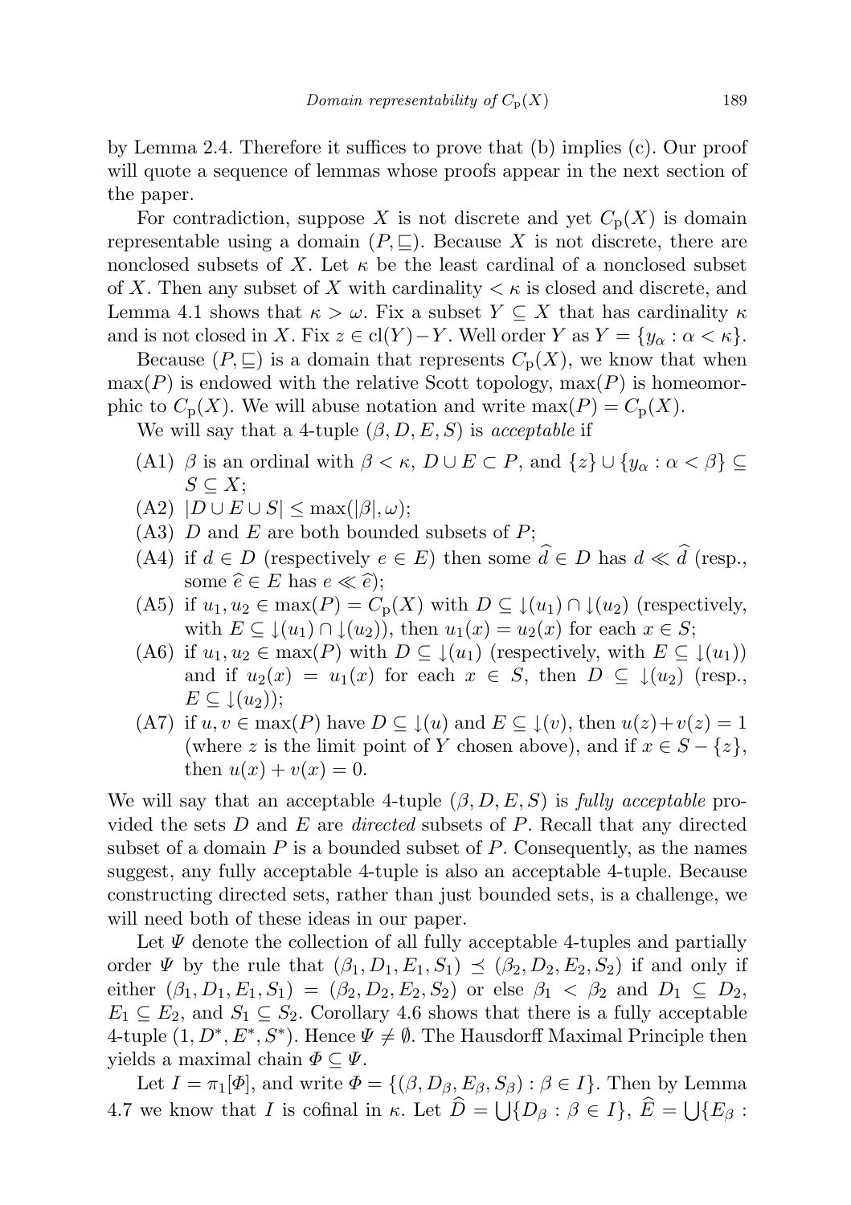by Lemma 2.4. Therefore it suffices to prove that (b) implies (c). Our proof will quote a sequence of lemmas whose proofs appear in the next section of the paper.

For contradiction, suppose $X$ is not discrete and yet $C_{\mathrm{p}}(X)$ is domain representable using a domain $(P, \sqsubseteq)$. Because $X$ is not discrete, there are nonclosed subsets of $X$. Let $\kappa$ be the least cardinal of a nonclosed subset of $X$. Then any subset of $X$ with cardinality $< \kappa$ is closed and discrete, and Lemma 4.1 shows that $\kappa > \omega$. Fix a subset $Y \subseteq X$ that has cardinality $\kappa$ and is not closed in $X$. Fix $z \in \mathrm{cl}(Y) - Y$. Well order $Y$ as $Y = \{y_\alpha : \alpha < \kappa\}$.

Because $(P, \sqsubseteq)$ is a domain that represents $C_{\mathrm{p}}(X)$, we know that when $\max(P)$ is endowed with the relative Scott topology, $\max(P)$ is homeomorphic to $C_{\mathrm{p}}(X)$. We will abuse notation and write $\max(P) = C_{\mathrm{p}}(X)$.

We will say that a 4-tuple $(\beta, D, E, S)$ is *acceptable* if

- (A1) $\beta$ is an ordinal with $\beta < \kappa$, $D \cup E \subset P$, and $\{z\} \cup \{y_\alpha : \alpha < \beta\} \subseteq S \subseteq X$;
- (A2) $|D \cup E \cup S| \leq \max(|\beta|, \omega)$;
- (A3) $D$ and $E$ are both bounded subsets of $P$;
- (A4) if $d \in D$ (respectively $e \in E$) then some $\widehat{d} \in D$ has $d \ll \widehat{d}$ (resp., some $\widehat{e} \in E$ has $e \ll \widehat{e}$);
- (A5) if $u_1, u_2 \in \max(P) = C_{\mathrm{p}}(X)$ with $D \subseteq \downarrow(u_1) \cap \downarrow(u_2)$ (respectively, with $E \subseteq \downarrow(u_1) \cap \downarrow(u_2)$), then $u_1(x) = u_2(x)$ for each $x \in S$;
- (A6) if $u_1, u_2 \in \max(P)$ with $D \subseteq \downarrow(u_1)$ (respectively, with $E \subseteq \downarrow(u_1)$) and if $u_2(x) = u_1(x)$ for each $x \in S$, then $D \subseteq \downarrow(u_2)$ (resp., $E \subseteq \downarrow(u_2)$);
- (A7) if $u, v \in \max(P)$ have $D \subseteq \downarrow(u)$ and $E \subseteq \downarrow(v)$, then $u(z) + v(z) = 1$ (where $z$ is the limit point of $Y$ chosen above), and if $x \in S - \{z\}$, then $u(x) + v(x) = 0$.

We will say that an acceptable 4-tuple $(\beta, D, E, S)$ is *fully acceptable* provided the sets $D$ and $E$ are *directed* subsets of $P$. Recall that any directed subset of a domain $P$ is a bounded subset of $P$. Consequently, as the names suggest, any fully acceptable 4-tuple is also an acceptable 4-tuple. Because constructing directed sets, rather than just bounded sets, is a challenge, we will need both of these ideas in our paper.

Let $\Psi$ denote the collection of all fully acceptable 4-tuples and partially order $\Psi$ by the rule that $(\beta_1, D_1, E_1, S_1) \preceq (\beta_2, D_2, E_2, S_2)$ if and only if either $(\beta_1, D_1, E_1, S_1) = (\beta_2, D_2, E_2, S_2)$ or else $\beta_1 < \beta_2$ and $D_1 \subseteq D_2$, $E_1 \subseteq E_2$, and $S_1 \subseteq S_2$. Corollary 4.6 shows that there is a fully acceptable 4-tuple $(1, D^*, E^*, S^*)$. Hence $\Psi \neq \emptyset$. The Hausdorff Maximal Principle then yields a maximal chain $\Phi \subseteq \Psi$.

Let $I = \pi_1[\Phi]$, and write $\Phi = \{(\beta, D_\beta, E_\beta, S_\beta) : \beta \in I\}$. Then by Lemma 4.7 we know that $I$ is cofinal in $\kappa$. Let $\widehat{D} = \bigcup\{D_\beta : \beta \in I\}$, $\widehat{E} = \bigcup\{E_\beta :$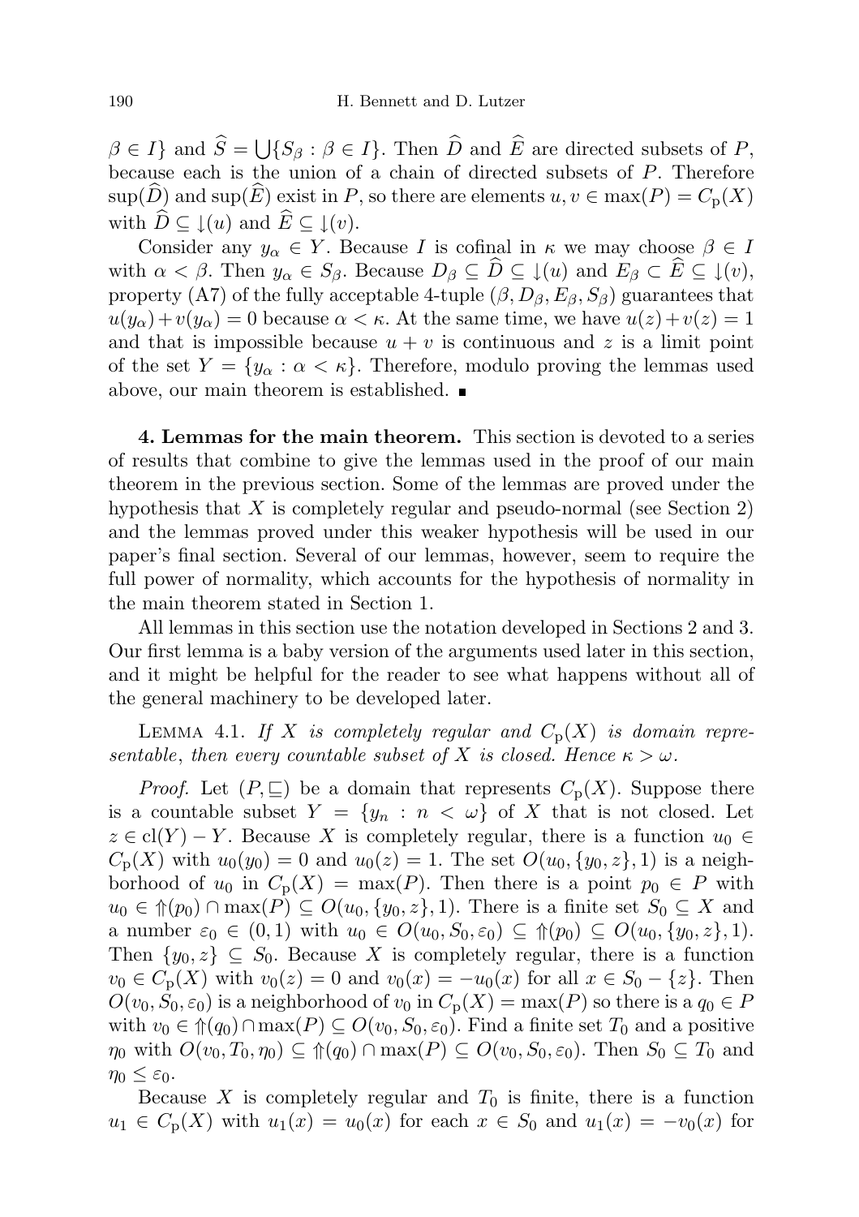$\beta \in I\}$ and $\widehat{S} = \bigcup\{S_\beta : \beta \in I\}$. Then $\widehat{D}$ and $\widehat{E}$ are directed subsets of $P$, because each is the union of a chain of directed subsets of $P$. Therefore $\sup(\widehat{D})$ and $\sup(\widehat{E})$ exist in $P$, so there are elements $u, v \in \max(P) = C_{\mathrm{p}}(X)$ with $\widehat{D} \subseteq \downarrow(u)$ and $\widehat{E} \subseteq \downarrow(v)$.

Consider any $y_\alpha \in Y$. Because $I$ is cofinal in $\kappa$ we may choose $\beta \in I$ with $\alpha < \beta$. Then $y_\alpha \in S_\beta$. Because $D_\beta \subseteq \widehat{D} \subseteq \downarrow(u)$ and $E_\beta \subset \widehat{E} \subseteq \downarrow(v)$, property (A7) of the fully acceptable 4-tuple $(\beta, D_\beta, E_\beta, S_\beta)$ guarantees that $u(y_\alpha) + v(y_\alpha) = 0$ because $\alpha < \kappa$. At the same time, we have $u(z) + v(z) = 1$ and that is impossible because $u + v$ is continuous and $z$ is a limit point of the set $Y = \{y_\alpha : \alpha < \kappa\}$. Therefore, modulo proving the lemmas used above, our main theorem is established. ∎

**4. Lemmas for the main theorem.** This section is devoted to a series of results that combine to give the lemmas used in the proof of our main theorem in the previous section. Some of the lemmas are proved under the hypothesis that $X$ is completely regular and pseudo-normal (see Section 2) and the lemmas proved under this weaker hypothesis will be used in our paper's final section. Several of our lemmas, however, seem to require the full power of normality, which accounts for the hypothesis of normality in the main theorem stated in Section 1.

All lemmas in this section use the notation developed in Sections 2 and 3. Our first lemma is a baby version of the arguments used later in this section, and it might be helpful for the reader to see what happens without all of the general machinery to be developed later.

LEMMA 4.1. *If $X$ is completely regular and $C_{\mathrm{p}}(X)$ is domain representable, then every countable subset of $X$ is closed. Hence $\kappa > \omega$.*

*Proof.* Let $(P, \sqsubseteq)$ be a domain that represents $C_{\mathrm{p}}(X)$. Suppose there is a countable subset $Y = \{y_n : n < \omega\}$ of $X$ that is not closed. Let $z \in \mathrm{cl}(Y) - Y$. Because $X$ is completely regular, there is a function $u_0 \in C_{\mathrm{p}}(X)$ with $u_0(y_0) = 0$ and $u_0(z) = 1$. The set $O(u_0, \{y_0, z\}, 1)$ is a neighborhood of $u_0$ in $C_{\mathrm{p}}(X) = \max(P)$. Then there is a point $p_0 \in P$ with $u_0 \in \Uparrow(p_0) \cap \max(P) \subseteq O(u_0, \{y_0, z\}, 1)$. There is a finite set $S_0 \subseteq X$ and a number $\varepsilon_0 \in (0, 1)$ with $u_0 \in O(u_0, S_0, \varepsilon_0) \subseteq \Uparrow(p_0) \subseteq O(u_0, \{y_0, z\}, 1)$. Then $\{y_0, z\} \subseteq S_0$. Because $X$ is completely regular, there is a function $v_0 \in C_{\mathrm{p}}(X)$ with $v_0(z) = 0$ and $v_0(x) = -u_0(x)$ for all $x \in S_0 - \{z\}$. Then $O(v_0, S_0, \varepsilon_0)$ is a neighborhood of $v_0$ in $C_{\mathrm{p}}(X) = \max(P)$ so there is a $q_0 \in P$ with $v_0 \in \Uparrow(q_0) \cap \max(P) \subseteq O(v_0, S_0, \varepsilon_0)$. Find a finite set $T_0$ and a positive $\eta_0$ with $O(v_0, T_0, \eta_0) \subseteq \Uparrow(q_0) \cap \max(P) \subseteq O(v_0, S_0, \varepsilon_0)$. Then $S_0 \subseteq T_0$ and $\eta_0 \leq \varepsilon_0$.

Because $X$ is completely regular and $T_0$ is finite, there is a function $u_1 \in C_{\mathrm{p}}(X)$ with $u_1(x) = u_0(x)$ for each $x \in S_0$ and $u_1(x) = -v_0(x)$ for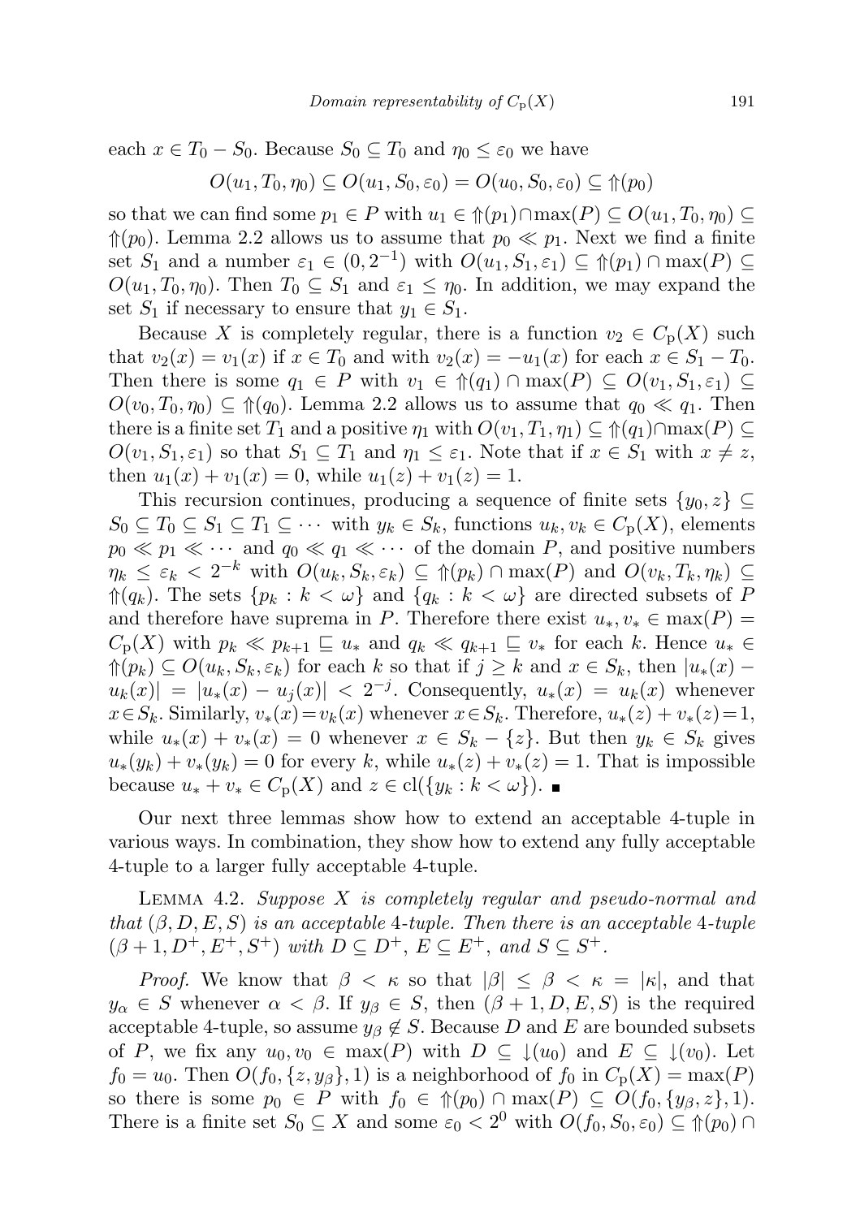each $x \in T_0 - S_0$. Because $S_0 \subseteq T_0$ and $\eta_0 \leq \varepsilon_0$ we have

$$O(u_1, T_0, \eta_0) \subseteq O(u_1, S_0, \varepsilon_0) = O(u_0, S_0, \varepsilon_0) \subseteq \Uparrow(p_0)$$

so that we can find some $p_1 \in P$ with $u_1 \in \Uparrow(p_1) \cap \max(P) \subseteq O(u_1, T_0, \eta_0) \subseteq \Uparrow(p_0)$. Lemma 2.2 allows us to assume that $p_0 \ll p_1$. Next we find a finite set $S_1$ and a number $\varepsilon_1 \in (0, 2^{-1})$ with $O(u_1, S_1, \varepsilon_1) \subseteq \Uparrow(p_1) \cap \max(P) \subseteq O(u_1, T_0, \eta_0)$. Then $T_0 \subseteq S_1$ and $\varepsilon_1 \leq \eta_0$. In addition, we may expand the set $S_1$ if necessary to ensure that $y_1 \in S_1$.

Because $X$ is completely regular, there is a function $v_2 \in C_{\mathrm{p}}(X)$ such that $v_2(x) = v_1(x)$ if $x \in T_0$ and with $v_2(x) = -u_1(x)$ for each $x \in S_1 - T_0$. Then there is some $q_1 \in P$ with $v_1 \in \Uparrow(q_1) \cap \max(P) \subseteq O(v_1, S_1, \varepsilon_1) \subseteq O(v_0, T_0, \eta_0) \subseteq \Uparrow(q_0)$. Lemma 2.2 allows us to assume that $q_0 \ll q_1$. Then there is a finite set $T_1$ and a positive $\eta_1$ with $O(v_1, T_1, \eta_1) \subseteq \Uparrow(q_1) \cap \max(P) \subseteq O(v_1, S_1, \varepsilon_1)$ so that $S_1 \subseteq T_1$ and $\eta_1 \leq \varepsilon_1$. Note that if $x \in S_1$ with $x \neq z$, then $u_1(x) + v_1(x) = 0$, while $u_1(z) + v_1(z) = 1$.

This recursion continues, producing a sequence of finite sets $\{y_0, z\} \subseteq S_0 \subseteq T_0 \subseteq S_1 \subseteq T_1 \subseteq \cdots$ with $y_k \in S_k$, functions $u_k, v_k \in C_{\mathrm{p}}(X)$, elements $p_0 \ll p_1 \ll \cdots$ and $q_0 \ll q_1 \ll \cdots$ of the domain $P$, and positive numbers $\eta_k \leq \varepsilon_k < 2^{-k}$ with $O(u_k, S_k, \varepsilon_k) \subseteq \Uparrow(p_k) \cap \max(P)$ and $O(v_k, T_k, \eta_k) \subseteq \Uparrow(q_k)$. The sets $\{p_k : k < \omega\}$ and $\{q_k : k < \omega\}$ are directed subsets of $P$ and therefore have suprema in $P$. Therefore there exist $u_*, v_* \in \max(P) = C_{\mathrm{p}}(X)$ with $p_k \ll p_{k+1} \sqsubseteq u_*$ and $q_k \ll q_{k+1} \sqsubseteq v_*$ for each $k$. Hence $u_* \in \Uparrow(p_k) \subseteq O(u_k, S_k, \varepsilon_k)$ for each $k$ so that if $j \geq k$ and $x \in S_k$, then $|u_*(x) - u_k(x)| = |u_*(x) - u_j(x)| < 2^{-j}$. Consequently, $u_*(x) = u_k(x)$ whenever $x \in S_k$. Similarly, $v_*(x) = v_k(x)$ whenever $x \in S_k$. Therefore, $u_*(z) + v_*(z) = 1$, while $u_*(x) + v_*(x) = 0$ whenever $x \in S_k - \{z\}$. But then $y_k \in S_k$ gives $u_*(y_k) + v_*(y_k) = 0$ for every $k$, while $u_*(z) + v_*(z) = 1$. That is impossible because $u_* + v_* \in C_{\mathrm{p}}(X)$ and $z \in \mathrm{cl}(\{y_k : k < \omega\})$. ∎

Our next three lemmas show how to extend an acceptable 4-tuple in various ways. In combination, they show how to extend any fully acceptable 4-tuple to a larger fully acceptable 4-tuple.

Lemma 4.2. *Suppose $X$ is completely regular and pseudo-normal and that $(\beta, D, E, S)$ is an acceptable 4-tuple. Then there is an acceptable 4-tuple $(\beta + 1, D^+, E^+, S^+)$ with $D \subseteq D^+$, $E \subseteq E^+$, and $S \subseteq S^+$.*

*Proof.* We know that $\beta < \kappa$ so that $|\beta| \leq \beta < \kappa = |\kappa|$, and that $y_\alpha \in S$ whenever $\alpha < \beta$. If $y_\beta \in S$, then $(\beta + 1, D, E, S)$ is the required acceptable 4-tuple, so assume $y_\beta \notin S$. Because $D$ and $E$ are bounded subsets of $P$, we fix any $u_0, v_0 \in \max(P)$ with $D \subseteq \downarrow(u_0)$ and $E \subseteq \downarrow(v_0)$. Let $f_0 = u_0$. Then $O(f_0, \{z, y_\beta\}, 1)$ is a neighborhood of $f_0$ in $C_{\mathrm{p}}(X) = \max(P)$ so there is some $p_0 \in P$ with $f_0 \in \Uparrow(p_0) \cap \max(P) \subseteq O(f_0, \{y_\beta, z\}, 1)$. There is a finite set $S_0 \subseteq X$ and some $\varepsilon_0 < 2^0$ with $O(f_0, S_0, \varepsilon_0) \subseteq \Uparrow(p_0) \cap$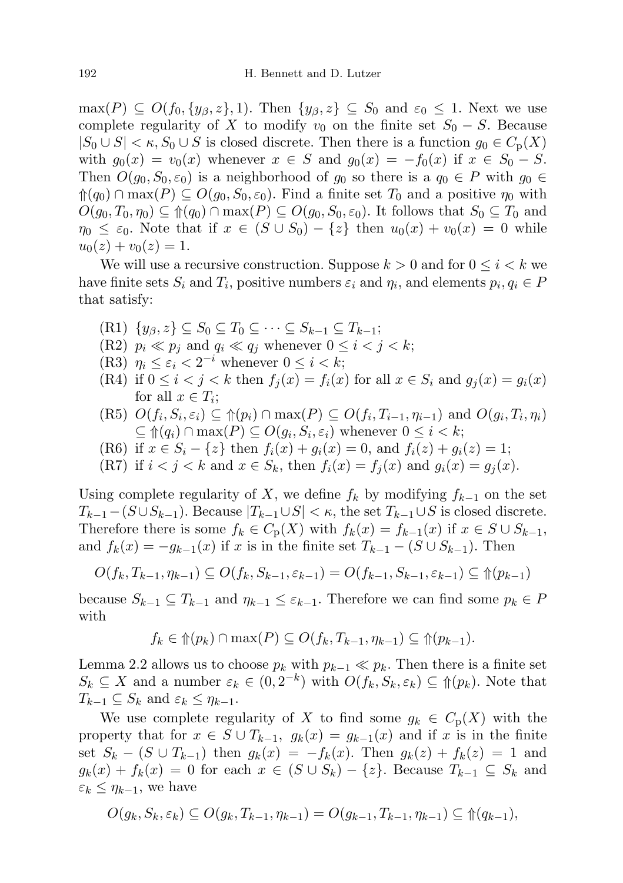$\max(P) \subseteq O(f_0, \{y_\beta, z\}, 1)$. Then $\{y_\beta, z\} \subseteq S_0$ and $\varepsilon_0 \leq 1$. Next we use complete regularity of $X$ to modify $v_0$ on the finite set $S_0 - S$. Because $|S_0 \cup S| < \kappa$, $S_0 \cup S$ is closed discrete. Then there is a function $g_0 \in C_{\mathrm{p}}(X)$ with $g_0(x) = v_0(x)$ whenever $x \in S$ and $g_0(x) = -f_0(x)$ if $x \in S_0 - S$. Then $O(g_0, S_0, \varepsilon_0)$ is a neighborhood of $g_0$ so there is a $q_0 \in P$ with $g_0 \in \Uparrow(q_0) \cap \max(P) \subseteq O(g_0, S_0, \varepsilon_0)$. Find a finite set $T_0$ and a positive $\eta_0$ with $O(g_0, T_0, \eta_0) \subseteq \Uparrow(q_0) \cap \max(P) \subseteq O(g_0, S_0, \varepsilon_0)$. It follows that $S_0 \subseteq T_0$ and $\eta_0 \leq \varepsilon_0$. Note that if $x \in (S \cup S_0) - \{z\}$ then $u_0(x) + v_0(x) = 0$ while $u_0(z) + v_0(z) = 1$.

We will use a recursive construction. Suppose $k > 0$ and for $0 \leq i < k$ we have finite sets $S_i$ and $T_i$, positive numbers $\varepsilon_i$ and $\eta_i$, and elements $p_i, q_i \in P$ that satisfy:

- (R1) $\{y_\beta, z\} \subseteq S_0 \subseteq T_0 \subseteq \cdots \subseteq S_{k-1} \subseteq T_{k-1}$;
- (R2) $p_i \ll p_j$ and $q_i \ll q_j$ whenever $0 \leq i < j < k$;
- (R3) $\eta_i \leq \varepsilon_i < 2^{-i}$ whenever $0 \leq i < k$;
- (R4) if $0 \leq i < j < k$ then $f_j(x) = f_i(x)$ for all $x \in S_i$ and $g_j(x) = g_i(x)$ for all $x \in T_i$;
- (R5) $O(f_i, S_i, \varepsilon_i) \subseteq \Uparrow(p_i) \cap \max(P) \subseteq O(f_i, T_{i-1}, \eta_{i-1})$ and $O(g_i, T_i, \eta_i) \subseteq \Uparrow(q_i) \cap \max(P) \subseteq O(g_i, S_i, \varepsilon_i)$ whenever $0 \leq i < k$;
- (R6) if $x \in S_i - \{z\}$ then $f_i(x) + g_i(x) = 0$, and $f_i(z) + g_i(z) = 1$;
- (R7) if $i < j < k$ and $x \in S_k$, then $f_i(x) = f_j(x)$ and $g_i(x) = g_j(x)$.

Using complete regularity of $X$, we define $f_k$ by modifying $f_{k-1}$ on the set $T_{k-1} - (S \cup S_{k-1})$. Because $|T_{k-1} \cup S| < \kappa$, the set $T_{k-1} \cup S$ is closed discrete. Therefore there is some $f_k \in C_{\mathrm{p}}(X)$ with $f_k(x) = f_{k-1}(x)$ if $x \in S \cup S_{k-1}$, and $f_k(x) = -g_{k-1}(x)$ if $x$ is in the finite set $T_{k-1} - (S \cup S_{k-1})$. Then

$$O(f_k, T_{k-1}, \eta_{k-1}) \subseteq O(f_k, S_{k-1}, \varepsilon_{k-1}) = O(f_{k-1}, S_{k-1}, \varepsilon_{k-1}) \subseteq \Uparrow(p_{k-1})$$

because $S_{k-1} \subseteq T_{k-1}$ and $\eta_{k-1} \leq \varepsilon_{k-1}$. Therefore we can find some $p_k \in P$ with

$$f_k \in \Uparrow(p_k) \cap \max(P) \subseteq O(f_k, T_{k-1}, \eta_{k-1}) \subseteq \Uparrow(p_{k-1}).$$

Lemma 2.2 allows us to choose $p_k$ with $p_{k-1} \ll p_k$. Then there is a finite set $S_k \subseteq X$ and a number $\varepsilon_k \in (0, 2^{-k})$ with $O(f_k, S_k, \varepsilon_k) \subseteq \Uparrow(p_k)$. Note that $T_{k-1} \subseteq S_k$ and $\varepsilon_k \leq \eta_{k-1}$.

We use complete regularity of $X$ to find some $g_k \in C_{\mathrm{p}}(X)$ with the property that for $x \in S \cup T_{k-1}$, $g_k(x) = g_{k-1}(x)$ and if $x$ is in the finite set $S_k - (S \cup T_{k-1})$ then $g_k(x) = -f_k(x)$. Then $g_k(z) + f_k(z) = 1$ and $g_k(x) + f_k(x) = 0$ for each $x \in (S \cup S_k) - \{z\}$. Because $T_{k-1} \subseteq S_k$ and $\varepsilon_k \leq \eta_{k-1}$, we have

$$O(g_k, S_k, \varepsilon_k) \subseteq O(g_k, T_{k-1}, \eta_{k-1}) = O(g_{k-1}, T_{k-1}, \eta_{k-1}) \subseteq \Uparrow(q_{k-1}),$$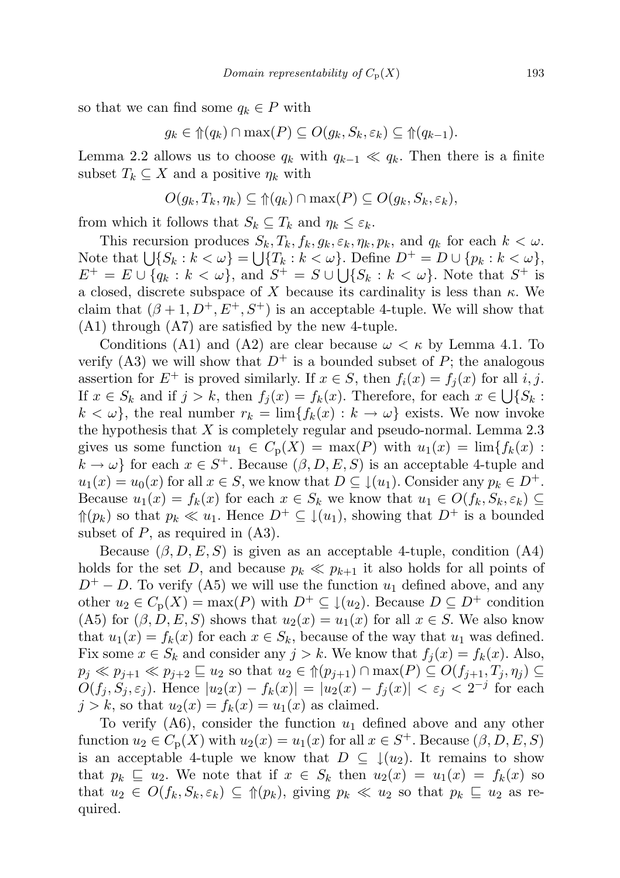so that we can find some $q_k \in P$ with

$$g_k \in \Uparrow(q_k) \cap \max(P) \subseteq O(g_k, S_k, \varepsilon_k) \subseteq \Uparrow(q_{k-1}).$$

Lemma 2.2 allows us to choose $q_k$ with $q_{k-1} \ll q_k$. Then there is a finite subset $T_k \subseteq X$ and a positive $\eta_k$ with

$$O(g_k, T_k, \eta_k) \subseteq \Uparrow(q_k) \cap \max(P) \subseteq O(g_k, S_k, \varepsilon_k),$$

from which it follows that $S_k \subseteq T_k$ and $\eta_k \leq \varepsilon_k$.

This recursion produces $S_k, T_k, f_k, g_k, \varepsilon_k, \eta_k, p_k$, and $q_k$ for each $k < \omega$. Note that $\bigcup\{S_k : k < \omega\} = \bigcup\{T_k : k < \omega\}$. Define $D^+ = D \cup \{p_k : k < \omega\}$, $E^+ = E \cup \{q_k : k < \omega\}$, and $S^+ = S \cup \bigcup\{S_k : k < \omega\}$. Note that $S^+$ is a closed, discrete subspace of $X$ because its cardinality is less than $\kappa$. We claim that $(\beta + 1, D^+, E^+, S^+)$ is an acceptable 4-tuple. We will show that (A1) through (A7) are satisfied by the new 4-tuple.

Conditions (A1) and (A2) are clear because $\omega < \kappa$ by Lemma 4.1. To verify (A3) we will show that $D^+$ is a bounded subset of $P$; the analogous assertion for $E^+$ is proved similarly. If $x \in S$, then $f_i(x) = f_j(x)$ for all $i, j$. If $x \in S_k$ and if $j > k$, then $f_j(x) = f_k(x)$. Therefore, for each $x \in \bigcup\{S_k : k < \omega\}$, the real number $r_k = \lim\{f_k(x) : k \to \omega\}$ exists. We now invoke the hypothesis that $X$ is completely regular and pseudo-normal. Lemma 2.3 gives us some function $u_1 \in C_{\mathrm{p}}(X) = \max(P)$ with $u_1(x) = \lim\{f_k(x) : k \to \omega\}$ for each $x \in S^+$. Because $(\beta, D, E, S)$ is an acceptable 4-tuple and $u_1(x) = u_0(x)$ for all $x \in S$, we know that $D \subseteq \downarrow(u_1)$. Consider any $p_k \in D^+$. Because $u_1(x) = f_k(x)$ for each $x \in S_k$ we know that $u_1 \in O(f_k, S_k, \varepsilon_k) \subseteq \Uparrow(p_k)$ so that $p_k \ll u_1$. Hence $D^+ \subseteq \downarrow(u_1)$, showing that $D^+$ is a bounded subset of $P$, as required in (A3).

Because $(\beta, D, E, S)$ is given as an acceptable 4-tuple, condition (A4) holds for the set $D$, and because $p_k \ll p_{k+1}$ it also holds for all points of $D^+ - D$. To verify (A5) we will use the function $u_1$ defined above, and any other $u_2 \in C_{\mathrm{p}}(X) = \max(P)$ with $D^+ \subseteq \downarrow(u_2)$. Because $D \subseteq D^+$ condition (A5) for $(\beta, D, E, S)$ shows that $u_2(x) = u_1(x)$ for all $x \in S$. We also know that $u_1(x) = f_k(x)$ for each $x \in S_k$, because of the way that $u_1$ was defined. Fix some $x \in S_k$ and consider any $j > k$. We know that $f_j(x) = f_k(x)$. Also, $p_j \ll p_{j+1} \ll p_{j+2} \sqsubseteq u_2$ so that $u_2 \in \Uparrow(p_{j+1}) \cap \max(P) \subseteq O(f_{j+1}, T_j, \eta_j) \subseteq O(f_j, S_j, \varepsilon_j)$. Hence $|u_2(x) - f_k(x)| = |u_2(x) - f_j(x)| < \varepsilon_j < 2^{-j}$ for each $j > k$, so that $u_2(x) = f_k(x) = u_1(x)$ as claimed.

To verify (A6), consider the function $u_1$ defined above and any other function $u_2 \in C_{\mathrm{p}}(X)$ with $u_2(x) = u_1(x)$ for all $x \in S^+$. Because $(\beta, D, E, S)$ is an acceptable 4-tuple we know that $D \subseteq \downarrow(u_2)$. It remains to show that $p_k \sqsubseteq u_2$. We note that if $x \in S_k$ then $u_2(x) = u_1(x) = f_k(x)$ so that $u_2 \in O(f_k, S_k, \varepsilon_k) \subseteq \Uparrow(p_k)$, giving $p_k \ll u_2$ so that $p_k \sqsubseteq u_2$ as required.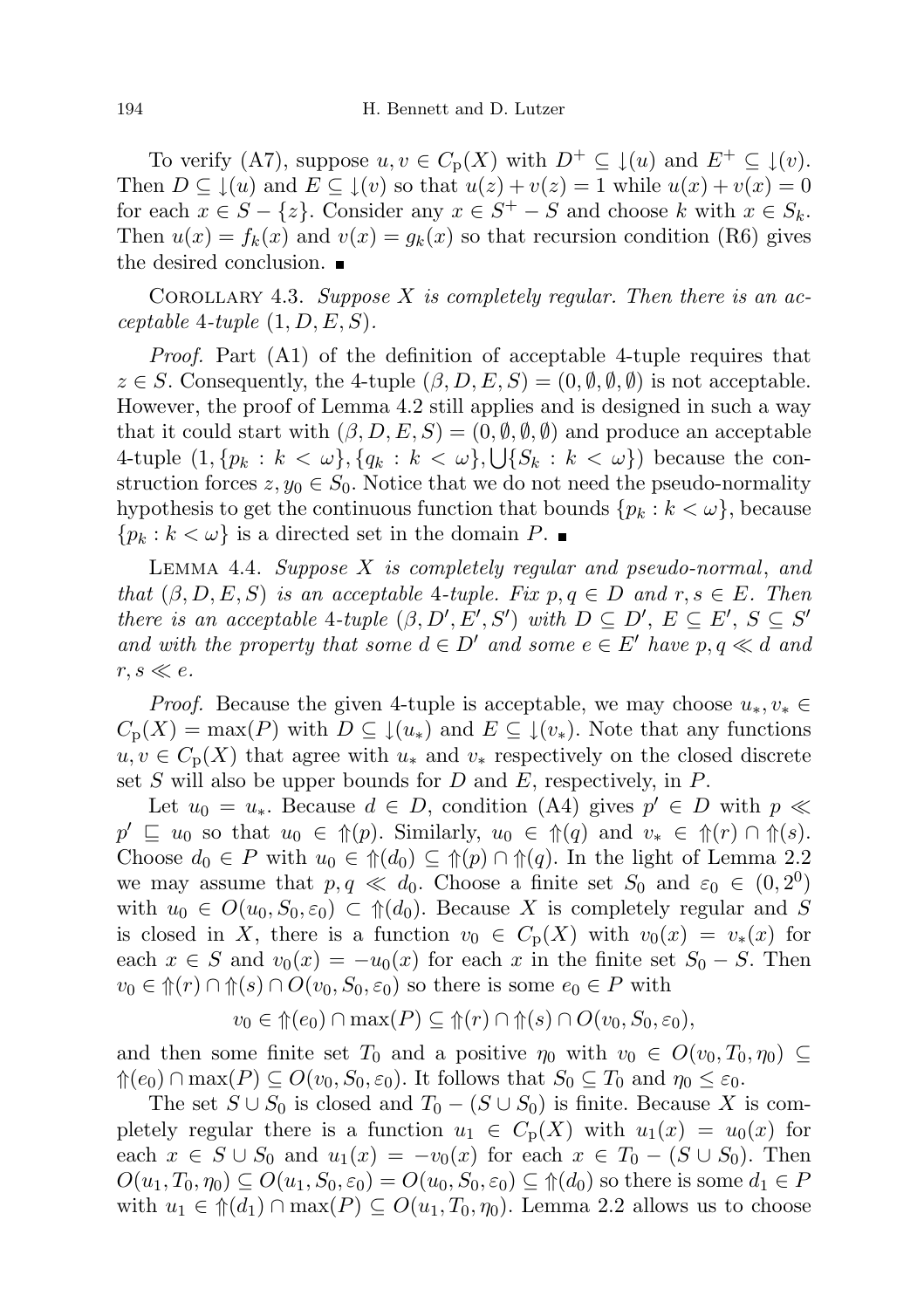To verify (A7), suppose $u, v \in C_{\mathrm{p}}(X)$ with $D^+ \subseteq \downarrow(u)$ and $E^+ \subseteq \downarrow(v)$. Then $D \subseteq \downarrow(u)$ and $E \subseteq \downarrow(v)$ so that $u(z) + v(z) = 1$ while $u(x) + v(x) = 0$ for each $x \in S - \{z\}$. Consider any $x \in S^+ - S$ and choose $k$ with $x \in S_k$. Then $u(x) = f_k(x)$ and $v(x) = g_k(x)$ so that recursion condition (R6) gives the desired conclusion. ■

Corollary 4.3. *Suppose $X$ is completely regular. Then there is an acceptable 4-tuple $(1, D, E, S)$.*

*Proof.* Part (A1) of the definition of acceptable 4-tuple requires that $z \in S$. Consequently, the 4-tuple $(\beta, D, E, S) = (0, \emptyset, \emptyset, \emptyset)$ is not acceptable. However, the proof of Lemma 4.2 still applies and is designed in such a way that it could start with $(\beta, D, E, S) = (0, \emptyset, \emptyset, \emptyset)$ and produce an acceptable 4-tuple $(1, \{p_k : k < \omega\}, \{q_k : k < \omega\}, \bigcup\{S_k : k < \omega\})$ because the construction forces $z, y_0 \in S_0$. Notice that we do not need the pseudo-normality hypothesis to get the continuous function that bounds $\{p_k : k < \omega\}$, because $\{p_k : k < \omega\}$ is a directed set in the domain $P$. ■

Lemma 4.4. *Suppose $X$ is completely regular and pseudo-normal, and that $(\beta, D, E, S)$ is an acceptable 4-tuple. Fix $p, q \in D$ and $r, s \in E$. Then there is an acceptable 4-tuple $(\beta, D', E', S')$ with $D \subseteq D'$, $E \subseteq E'$, $S \subseteq S'$ and with the property that some $d \in D'$ and some $e \in E'$ have $p, q \ll d$ and $r, s \ll e$.*

*Proof.* Because the given 4-tuple is acceptable, we may choose $u_*, v_* \in C_{\mathrm{p}}(X) = \max(P)$ with $D \subseteq \downarrow(u_*)$ and $E \subseteq \downarrow(v_*)$. Note that any functions $u, v \in C_{\mathrm{p}}(X)$ that agree with $u_*$ and $v_*$ respectively on the closed discrete set $S$ will also be upper bounds for $D$ and $E$, respectively, in $P$.

Let $u_0 = u_*$. Because $d \in D$, condition (A4) gives $p' \in D$ with $p \ll p' \sqsubseteq u_0$ so that $u_0 \in \Uparrow(p)$. Similarly, $u_0 \in \Uparrow(q)$ and $v_* \in \Uparrow(r) \cap \Uparrow(s)$. Choose $d_0 \in P$ with $u_0 \in \Uparrow(d_0) \subseteq \Uparrow(p) \cap \Uparrow(q)$. In the light of Lemma 2.2 we may assume that $p, q \ll d_0$. Choose a finite set $S_0$ and $\varepsilon_0 \in (0, 2^0)$ with $u_0 \in O(u_0, S_0, \varepsilon_0) \subset \Uparrow(d_0)$. Because $X$ is completely regular and $S$ is closed in $X$, there is a function $v_0 \in C_{\mathrm{p}}(X)$ with $v_0(x) = v_*(x)$ for each $x \in S$ and $v_0(x) = -u_0(x)$ for each $x$ in the finite set $S_0 - S$. Then $v_0 \in \Uparrow(r) \cap \Uparrow(s) \cap O(v_0, S_0, \varepsilon_0)$ so there is some $e_0 \in P$ with

$$v_0 \in \Uparrow(e_0) \cap \max(P) \subseteq \Uparrow(r) \cap \Uparrow(s) \cap O(v_0, S_0, \varepsilon_0),$$

and then some finite set $T_0$ and a positive $\eta_0$ with $v_0 \in O(v_0, T_0, \eta_0) \subseteq \Uparrow(e_0) \cap \max(P) \subseteq O(v_0, S_0, \varepsilon_0)$. It follows that $S_0 \subseteq T_0$ and $\eta_0 \le \varepsilon_0$.

The set $S \cup S_0$ is closed and $T_0 - (S \cup S_0)$ is finite. Because $X$ is completely regular there is a function $u_1 \in C_{\mathrm{p}}(X)$ with $u_1(x) = u_0(x)$ for each $x \in S \cup S_0$ and $u_1(x) = -v_0(x)$ for each $x \in T_0 - (S \cup S_0)$. Then $O(u_1, T_0, \eta_0) \subseteq O(u_1, S_0, \varepsilon_0) = O(u_0, S_0, \varepsilon_0) \subseteq \Uparrow(d_0)$ so there is some $d_1 \in P$ with $u_1 \in \Uparrow(d_1) \cap \max(P) \subseteq O(u_1, T_0, \eta_0)$. Lemma 2.2 allows us to choose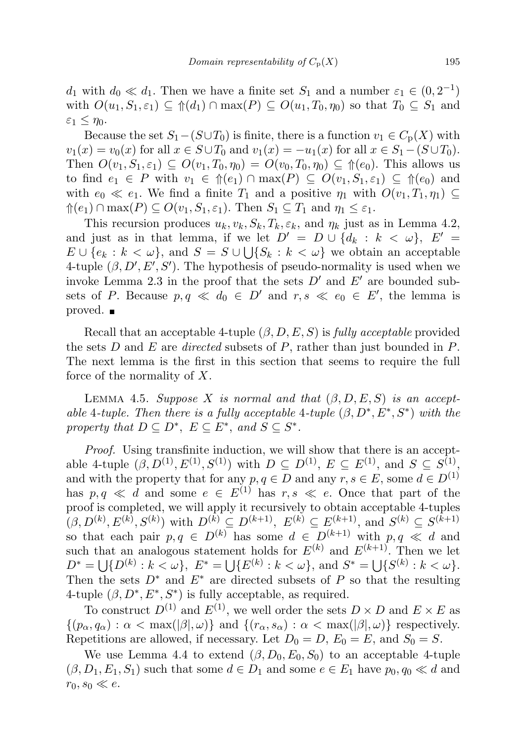$d_1$ with $d_0 \ll d_1$. Then we have a finite set $S_1$ and a number $\varepsilon_1 \in (0, 2^{-1})$ with $O(u_1, S_1, \varepsilon_1) \subseteq \Uparrow(d_1) \cap \max(P) \subseteq O(u_1, T_0, \eta_0)$ so that $T_0 \subseteq S_1$ and $\varepsilon_1 \le \eta_0$.

Because the set $S_1 - (S \cup T_0)$ is finite, there is a function $v_1 \in C_{\mathrm{p}}(X)$ with $v_1(x) = v_0(x)$ for all $x \in S \cup T_0$ and $v_1(x) = -u_1(x)$ for all $x \in S_1 - (S \cup T_0)$. Then $O(v_1, S_1, \varepsilon_1) \subseteq O(v_1, T_0, \eta_0) = O(v_0, T_0, \eta_0) \subseteq \Uparrow(e_0)$. This allows us to find $e_1 \in P$ with $v_1 \in \Uparrow(e_1) \cap \max(P) \subseteq O(v_1, S_1, \varepsilon_1) \subseteq \Uparrow(e_0)$ and with $e_0 \ll e_1$. We find a finite $T_1$ and a positive $\eta_1$ with $O(v_1, T_1, \eta_1) \subseteq \Uparrow(e_1) \cap \max(P) \subseteq O(v_1, S_1, \varepsilon_1)$. Then $S_1 \subseteq T_1$ and $\eta_1 \le \varepsilon_1$.

This recursion produces $u_k, v_k, S_k, T_k, \varepsilon_k$, and $\eta_k$ just as in Lemma 4.2, and just as in that lemma, if we let $D' = D \cup \{d_k : k < \omega\}$, $E' = E \cup \{e_k : k < \omega\}$, and $S = S \cup \bigcup\{S_k : k < \omega\}$ we obtain an acceptable 4-tuple $(\beta, D', E', S')$. The hypothesis of pseudo-normality is used when we invoke Lemma 2.3 in the proof that the sets $D'$ and $E'$ are bounded subsets of $P$. Because $p, q \ll d_0 \in D'$ and $r, s \ll e_0 \in E'$, the lemma is proved. ■

Recall that an acceptable 4-tuple $(\beta, D, E, S)$ is *fully acceptable* provided the sets $D$ and $E$ are *directed* subsets of $P$, rather than just bounded in $P$. The next lemma is the first in this section that seems to require the full force of the normality of $X$.

Lemma 4.5. *Suppose $X$ is normal and that $(\beta, D, E, S)$ is an acceptable 4-tuple. Then there is a fully acceptable 4-tuple $(\beta, D^*, E^*, S^*)$ with the property that $D \subseteq D^*$, $E \subseteq E^*$, and $S \subseteq S^*$.*

*Proof.* Using transfinite induction, we will show that there is an acceptable 4-tuple $(\beta, D^{(1)}, E^{(1)}, S^{(1)})$ with $D \subseteq D^{(1)}$, $E \subseteq E^{(1)}$, and $S \subseteq S^{(1)}$, and with the property that for any $p, q \in D$ and any $r, s \in E$, some $d \in D^{(1)}$ has $p, q \ll d$ and some $e \in E^{(1)}$ has $r, s \ll e$. Once that part of the proof is completed, we will apply it recursively to obtain acceptable 4-tuples $(\beta, D^{(k)}, E^{(k)}, S^{(k)})$ with $D^{(k)} \subseteq D^{(k+1)}$, $E^{(k)} \subseteq E^{(k+1)}$, and $S^{(k)} \subseteq S^{(k+1)}$ so that each pair $p, q \in D^{(k)}$ has some $d \in D^{(k+1)}$ with $p, q \ll d$ and such that an analogous statement holds for $E^{(k)}$ and $E^{(k+1)}$. Then we let $D^* = \bigcup\{D^{(k)} : k < \omega\}$, $E^* = \bigcup\{E^{(k)} : k < \omega\}$, and $S^* = \bigcup\{S^{(k)} : k < \omega\}$. Then the sets $D^*$ and $E^*$ are directed subsets of $P$ so that the resulting 4-tuple $(\beta, D^*, E^*, S^*)$ is fully acceptable, as required.

To construct $D^{(1)}$ and $E^{(1)}$, we well order the sets $D \times D$ and $E \times E$ as $\{(p_\alpha, q_\alpha) : \alpha < \max(|\beta|, \omega)\}$ and $\{(r_\alpha, s_\alpha) : \alpha < \max(|\beta|, \omega)\}$ respectively. Repetitions are allowed, if necessary. Let $D_0 = D$, $E_0 = E$, and $S_0 = S$.

We use Lemma 4.4 to extend $(\beta, D_0, E_0, S_0)$ to an acceptable 4-tuple $(\beta, D_1, E_1, S_1)$ such that some $d \in D_1$ and some $e \in E_1$ have $p_0, q_0 \ll d$ and $r_0, s_0 \ll e$.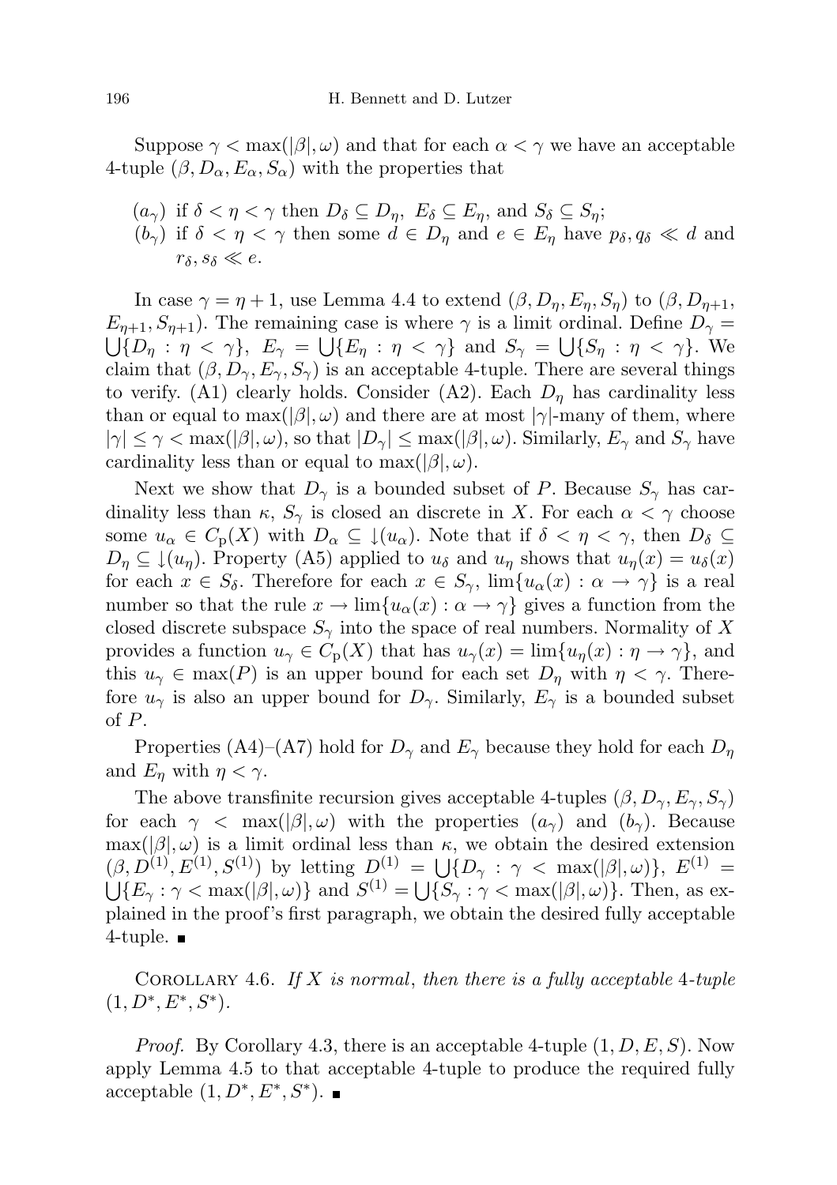Suppose $\gamma < \max(|\beta|, \omega)$ and that for each $\alpha < \gamma$ we have an acceptable 4-tuple $(\beta, D_\alpha, E_\alpha, S_\alpha)$ with the properties that

- $(a_\gamma)$ if $\delta < \eta < \gamma$ then $D_\delta \subseteq D_\eta$, $E_\delta \subseteq E_\eta$, and $S_\delta \subseteq S_\eta$;
- $(b_\gamma)$ if $\delta < \eta < \gamma$ then some $d \in D_\eta$ and $e \in E_\eta$ have $p_\delta, q_\delta \ll d$ and $r_\delta, s_\delta \ll e$.

In case $\gamma = \eta + 1$, use Lemma 4.4 to extend $(\beta, D_\eta, E_\eta, S_\eta)$ to $(\beta, D_{\eta+1}, E_{\eta+1}, S_{\eta+1})$. The remaining case is where $\gamma$ is a limit ordinal. Define $D_\gamma = \bigcup\{D_\eta : \eta < \gamma\}$, $E_\gamma = \bigcup\{E_\eta : \eta < \gamma\}$ and $S_\gamma = \bigcup\{S_\eta : \eta < \gamma\}$. We claim that $(\beta, D_\gamma, E_\gamma, S_\gamma)$ is an acceptable 4-tuple. There are several things to verify. (A1) clearly holds. Consider (A2). Each $D_\eta$ has cardinality less than or equal to $\max(|\beta|, \omega)$ and there are at most $|\gamma|$-many of them, where $|\gamma| \leq \gamma < \max(|\beta|, \omega)$, so that $|D_\gamma| \leq \max(|\beta|, \omega)$. Similarly, $E_\gamma$ and $S_\gamma$ have cardinality less than or equal to $\max(|\beta|, \omega)$.

Next we show that $D_\gamma$ is a bounded subset of $P$. Because $S_\gamma$ has cardinality less than $\kappa$, $S_\gamma$ is closed an discrete in $X$. For each $\alpha < \gamma$ choose some $u_\alpha \in C_{\mathrm{p}}(X)$ with $D_\alpha \subseteq \downarrow(u_\alpha)$. Note that if $\delta < \eta < \gamma$, then $D_\delta \subseteq D_\eta \subseteq \downarrow(u_\eta)$. Property (A5) applied to $u_\delta$ and $u_\eta$ shows that $u_\eta(x) = u_\delta(x)$ for each $x \in S_\delta$. Therefore for each $x \in S_\gamma$, $\lim\{u_\alpha(x) : \alpha \to \gamma\}$ is a real number so that the rule $x \to \lim\{u_\alpha(x) : \alpha \to \gamma\}$ gives a function from the closed discrete subspace $S_\gamma$ into the space of real numbers. Normality of $X$ provides a function $u_\gamma \in C_{\mathrm{p}}(X)$ that has $u_\gamma(x) = \lim\{u_\eta(x) : \eta \to \gamma\}$, and this $u_\gamma \in \max(P)$ is an upper bound for each set $D_\eta$ with $\eta < \gamma$. Therefore $u_\gamma$ is also an upper bound for $D_\gamma$. Similarly, $E_\gamma$ is a bounded subset of $P$.

Properties (A4)–(A7) hold for $D_\gamma$ and $E_\gamma$ because they hold for each $D_\eta$ and $E_\eta$ with $\eta < \gamma$.

The above transfinite recursion gives acceptable 4-tuples $(\beta, D_\gamma, E_\gamma, S_\gamma)$ for each $\gamma < \max(|\beta|, \omega)$ with the properties $(a_\gamma)$ and $(b_\gamma)$. Because $\max(|\beta|, \omega)$ is a limit ordinal less than $\kappa$, we obtain the desired extension $(\beta, D^{(1)}, E^{(1)}, S^{(1)})$ by letting $D^{(1)} = \bigcup\{D_\gamma : \gamma < \max(|\beta|, \omega)\}$, $E^{(1)} = \bigcup\{E_\gamma : \gamma < \max(|\beta|, \omega)\}$ and $S^{(1)} = \bigcup\{S_\gamma : \gamma < \max(|\beta|, \omega)\}$. Then, as explained in the proof's first paragraph, we obtain the desired fully acceptable 4-tuple. ∎

Corollary 4.6. *If $X$ is normal, then there is a fully acceptable 4-tuple $(1, D^*, E^*, S^*)$.*

*Proof.* By Corollary 4.3, there is an acceptable 4-tuple $(1, D, E, S)$. Now apply Lemma 4.5 to that acceptable 4-tuple to produce the required fully acceptable $(1, D^*, E^*, S^*)$. ∎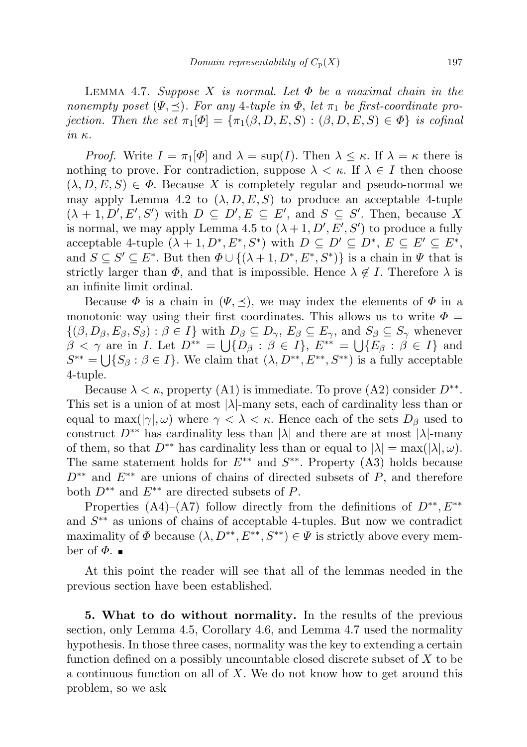LEMMA 4.7. *Suppose $X$ is normal. Let $\Phi$ be a maximal chain in the nonempty poset $(\Psi, \preceq)$. For any 4-tuple in $\Phi$, let $\pi_1$ be first-coordinate projection. Then the set $\pi_1[\Phi] = \{\pi_1(\beta, D, E, S) : (\beta, D, E, S) \in \Phi\}$ is cofinal in $\kappa$.*

*Proof.* Write $I = \pi_1[\Phi]$ and $\lambda = \sup(I)$. Then $\lambda \leq \kappa$. If $\lambda = \kappa$ there is nothing to prove. For contradiction, suppose $\lambda < \kappa$. If $\lambda \in I$ then choose $(\lambda, D, E, S) \in \Phi$. Because $X$ is completely regular and pseudo-normal we may apply Lemma 4.2 to $(\lambda, D, E, S)$ to produce an acceptable 4-tuple $(\lambda + 1, D', E', S')$ with $D \subseteq D', E \subseteq E'$, and $S \subseteq S'$. Then, because $X$ is normal, we may apply Lemma 4.5 to $(\lambda + 1, D', E', S')$ to produce a fully acceptable 4-tuple $(\lambda + 1, D^*, E^*, S^*)$ with $D \subseteq D' \subseteq D^*$, $E \subseteq E' \subseteq E^*$, and $S \subseteq S' \subseteq E^*$. But then $\Phi \cup \{(\lambda + 1, D^*, E^*, S^*)\}$ is a chain in $\Psi$ that is strictly larger than $\Phi$, and that is impossible. Hence $\lambda \notin I$. Therefore $\lambda$ is an infinite limit ordinal.

Because $\Phi$ is a chain in $(\Psi, \preceq)$, we may index the elements of $\Phi$ in a monotonic way using their first coordinates. This allows us to write $\Phi = \{(\beta, D_\beta, E_\beta, S_\beta) : \beta \in I\}$ with $D_\beta \subseteq D_\gamma$, $E_\beta \subseteq E_\gamma$, and $S_\beta \subseteq S_\gamma$ whenever $\beta < \gamma$ are in $I$. Let $D^{**} = \bigcup\{D_\beta : \beta \in I\}$, $E^{**} = \bigcup\{E_\beta : \beta \in I\}$ and $S^{**} = \bigcup\{S_\beta : \beta \in I\}$. We claim that $(\lambda, D^{**}, E^{**}, S^{**})$ is a fully acceptable 4-tuple.

Because $\lambda < \kappa$, property (A1) is immediate. To prove (A2) consider $D^{**}$. This set is a union of at most $|\lambda|$-many sets, each of cardinality less than or equal to $\max(|\gamma|, \omega)$ where $\gamma < \lambda < \kappa$. Hence each of the sets $D_\beta$ used to construct $D^{**}$ has cardinality less than $|\lambda|$ and there are at most $|\lambda|$-many of them, so that $D^{**}$ has cardinality less than or equal to $|\lambda| = \max(|\lambda|, \omega)$. The same statement holds for $E^{**}$ and $S^{**}$. Property (A3) holds because $D^{**}$ and $E^{**}$ are unions of chains of directed subsets of $P$, and therefore both $D^{**}$ and $E^{**}$ are directed subsets of $P$.

Properties (A4)–(A7) follow directly from the definitions of $D^{**}, E^{**}$ and $S^{**}$ as unions of chains of acceptable 4-tuples. But now we contradict maximality of $\Phi$ because $(\lambda, D^{**}, E^{**}, S^{**}) \in \Psi$ is strictly above every member of $\Phi$. ∎

At this point the reader will see that all of the lemmas needed in the previous section have been established.

**5. What to do without normality.** In the results of the previous section, only Lemma 4.5, Corollary 4.6, and Lemma 4.7 used the normality hypothesis. In those three cases, normality was the key to extending a certain function defined on a possibly uncountable closed discrete subset of $X$ to be a continuous function on all of $X$. We do not know how to get around this problem, so we ask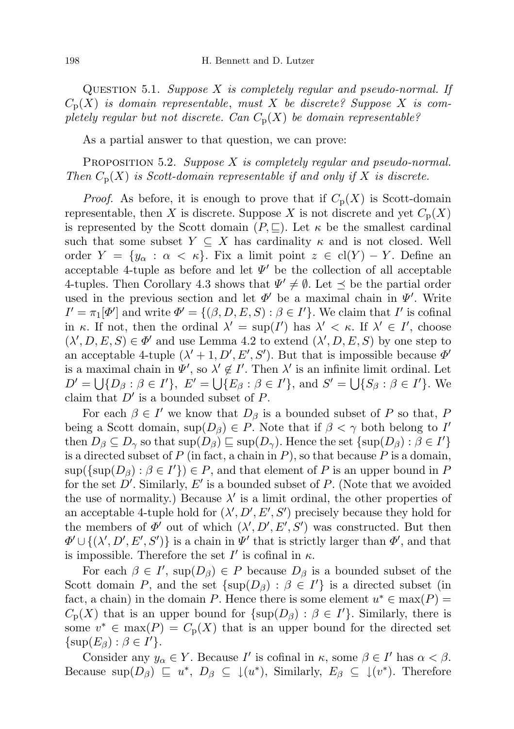Question 5.1. *Suppose $X$ is completely regular and pseudo-normal. If $C_{\rm p}(X)$ is domain representable, must $X$ be discrete? Suppose $X$ is completely regular but not discrete. Can $C_{\rm p}(X)$ be domain representable?*

As a partial answer to that question, we can prove:

Proposition 5.2. *Suppose $X$ is completely regular and pseudo-normal. Then $C_{\rm p}(X)$ is Scott-domain representable if and only if $X$ is discrete.*

*Proof.* As before, it is enough to prove that if $C_{\rm p}(X)$ is Scott-domain representable, then $X$ is discrete. Suppose $X$ is not discrete and yet $C_{\rm p}(X)$ is represented by the Scott domain $(P, \sqsubseteq)$. Let $\kappa$ be the smallest cardinal such that some subset $Y \subseteq X$ has cardinality $\kappa$ and is not closed. Well order $Y = \{y_\alpha : \alpha < \kappa\}$. Fix a limit point $z \in \mathrm{cl}(Y) - Y$. Define an acceptable 4-tuple as before and let $\Psi'$ be the collection of all acceptable 4-tuples. Then Corollary 4.3 shows that $\Psi' \neq \emptyset$. Let $\preceq$ be the partial order used in the previous section and let $\Phi'$ be a maximal chain in $\Psi'$. Write $I' = \pi_1[\Phi']$ and write $\Phi' = \{(\beta, D, E, S) : \beta \in I'\}$. We claim that $I'$ is cofinal in $\kappa$. If not, then the ordinal $\lambda' = \sup(I')$ has $\lambda' < \kappa$. If $\lambda' \in I'$, choose $(\lambda', D, E, S) \in \Phi'$ and use Lemma 4.2 to extend $(\lambda', D, E, S)$ by one step to an acceptable 4-tuple $(\lambda'+1, D', E', S')$. But that is impossible because $\Phi'$ is a maximal chain in $\Psi'$, so $\lambda' \notin I'$. Then $\lambda'$ is an infinite limit ordinal. Let $D' = \bigcup\{D_\beta : \beta \in I'\}$, $E' = \bigcup\{E_\beta : \beta \in I'\}$, and $S' = \bigcup\{S_\beta : \beta \in I'\}$. We claim that $D'$ is a bounded subset of $P$.

For each $\beta \in I'$ we know that $D_\beta$ is a bounded subset of $P$ so that, $P$ being a Scott domain, $\sup(D_\beta) \in P$. Note that if $\beta < \gamma$ both belong to $I'$ then $D_\beta \subseteq D_\gamma$ so that $\sup(D_\beta) \sqsubseteq \sup(D_\gamma)$. Hence the set $\{\sup(D_\beta) : \beta \in I'\}$ is a directed subset of $P$ (in fact, a chain in $P$), so that because $P$ is a domain, $\sup(\{\sup(D_\beta) : \beta \in I'\}) \in P$, and that element of $P$ is an upper bound in $P$ for the set $D'$. Similarly, $E'$ is a bounded subset of $P$. (Note that we avoided the use of normality.) Because $\lambda'$ is a limit ordinal, the other properties of an acceptable 4-tuple hold for $(\lambda', D', E', S')$ precisely because they hold for the members of $\Phi'$ out of which $(\lambda', D', E', S')$ was constructed. But then $\Phi' \cup \{(\lambda', D', E', S')\}$ is a chain in $\Psi'$ that is strictly larger than $\Phi'$, and that is impossible. Therefore the set $I'$ is cofinal in $\kappa$.

For each $\beta \in I'$, $\sup(D_\beta) \in P$ because $D_\beta$ is a bounded subset of the Scott domain $P$, and the set $\{\sup(D_\beta) : \beta \in I'\}$ is a directed subset (in fact, a chain) in the domain $P$. Hence there is some element $u^* \in \max(P) = C_{\rm p}(X)$ that is an upper bound for $\{\sup(D_\beta) : \beta \in I'\}$. Similarly, there is some $v^* \in \max(P) = C_{\rm p}(X)$ that is an upper bound for the directed set $\{\sup(E_\beta) : \beta \in I'\}$.

Consider any $y_\alpha \in Y$. Because $I'$ is cofinal in $\kappa$, some $\beta \in I'$ has $\alpha < \beta$. Because $\sup(D_\beta) \sqsubseteq u^*$, $D_\beta \subseteq {\downarrow}(u^*)$, Similarly, $E_\beta \subseteq {\downarrow}(v^*)$. Therefore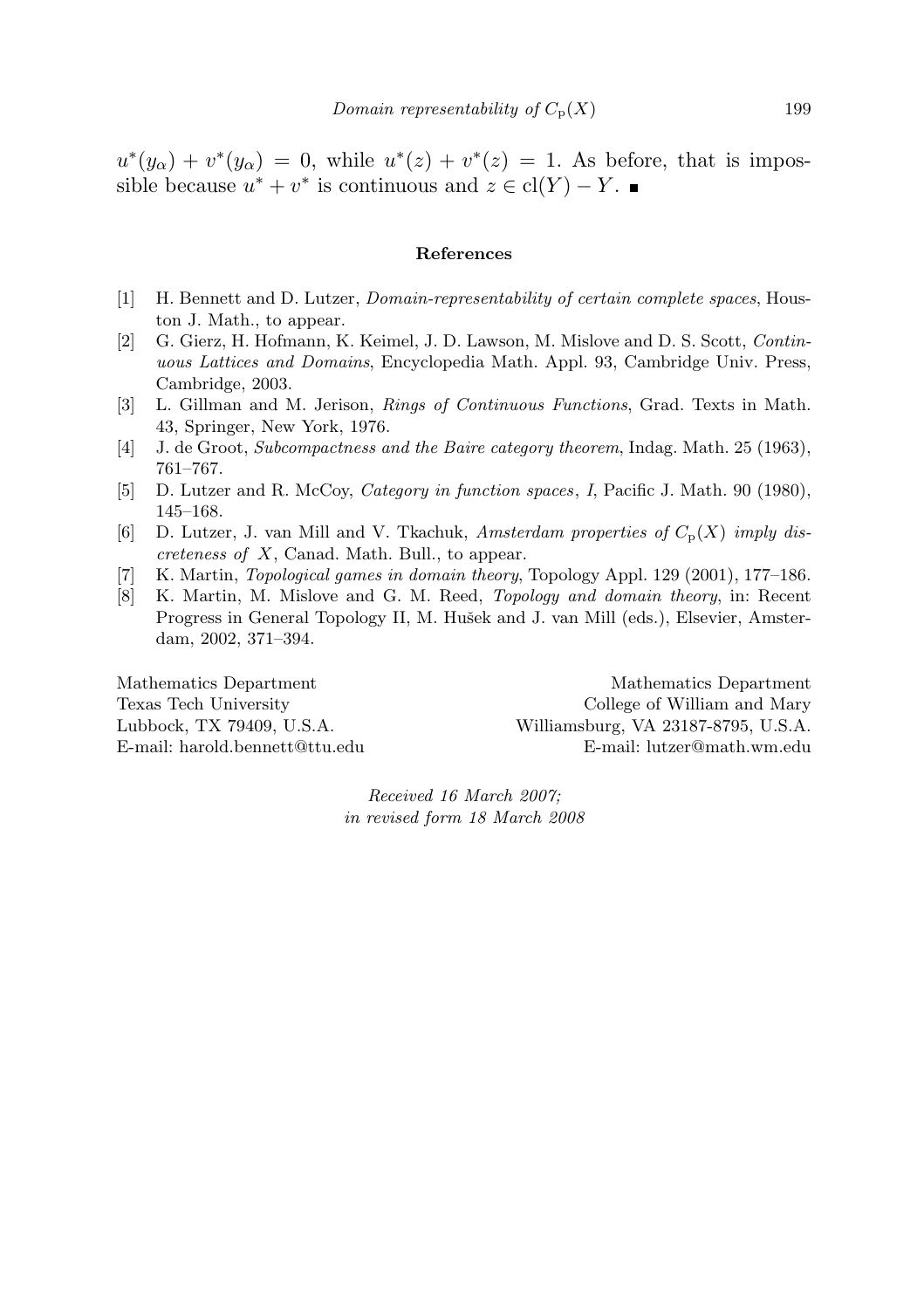$u^*(y_\alpha) + v^*(y_\alpha) = 0$, while $u^*(z) + v^*(z) = 1$. As before, that is impossible because $u^* + v^*$ is continuous and $z \in \mathrm{cl}(Y) - Y$. ■

## References

[1] H. Bennett and D. Lutzer, *Domain-representability of certain complete spaces*, Houston J. Math., to appear.

[2] G. Gierz, H. Hofmann, K. Keimel, J. D. Lawson, M. Mislove and D. S. Scott, *Continuous Lattices and Domains*, Encyclopedia Math. Appl. 93, Cambridge Univ. Press, Cambridge, 2003.

[3] L. Gillman and M. Jerison, *Rings of Continuous Functions*, Grad. Texts in Math. 43, Springer, New York, 1976.

[4] J. de Groot, *Subcompactness and the Baire category theorem*, Indag. Math. 25 (1963), 761–767.

[5] D. Lutzer and R. McCoy, *Category in function spaces*, *I*, Pacific J. Math. 90 (1980), 145–168.

[6] D. Lutzer, J. van Mill and V. Tkachuk, *Amsterdam properties of $C_p(X)$ imply discreteness of $X$*, Canad. Math. Bull., to appear.

[7] K. Martin, *Topological games in domain theory*, Topology Appl. 129 (2001), 177–186.

[8] K. Martin, M. Mislove and G. M. Reed, *Topology and domain theory*, in: Recent Progress in General Topology II, M. Hušek and J. van Mill (eds.), Elsevier, Amsterdam, 2002, 371–394.

Mathematics Department
Texas Tech University
Lubbock, TX 79409, U.S.A.
E-mail: harold.bennett@ttu.edu

Mathematics Department
College of William and Mary
Williamsburg, VA 23187-8795, U.S.A.
E-mail: lutzer@math.wm.edu

*Received 16 March 2007;*
*in revised form 18 March 2008*